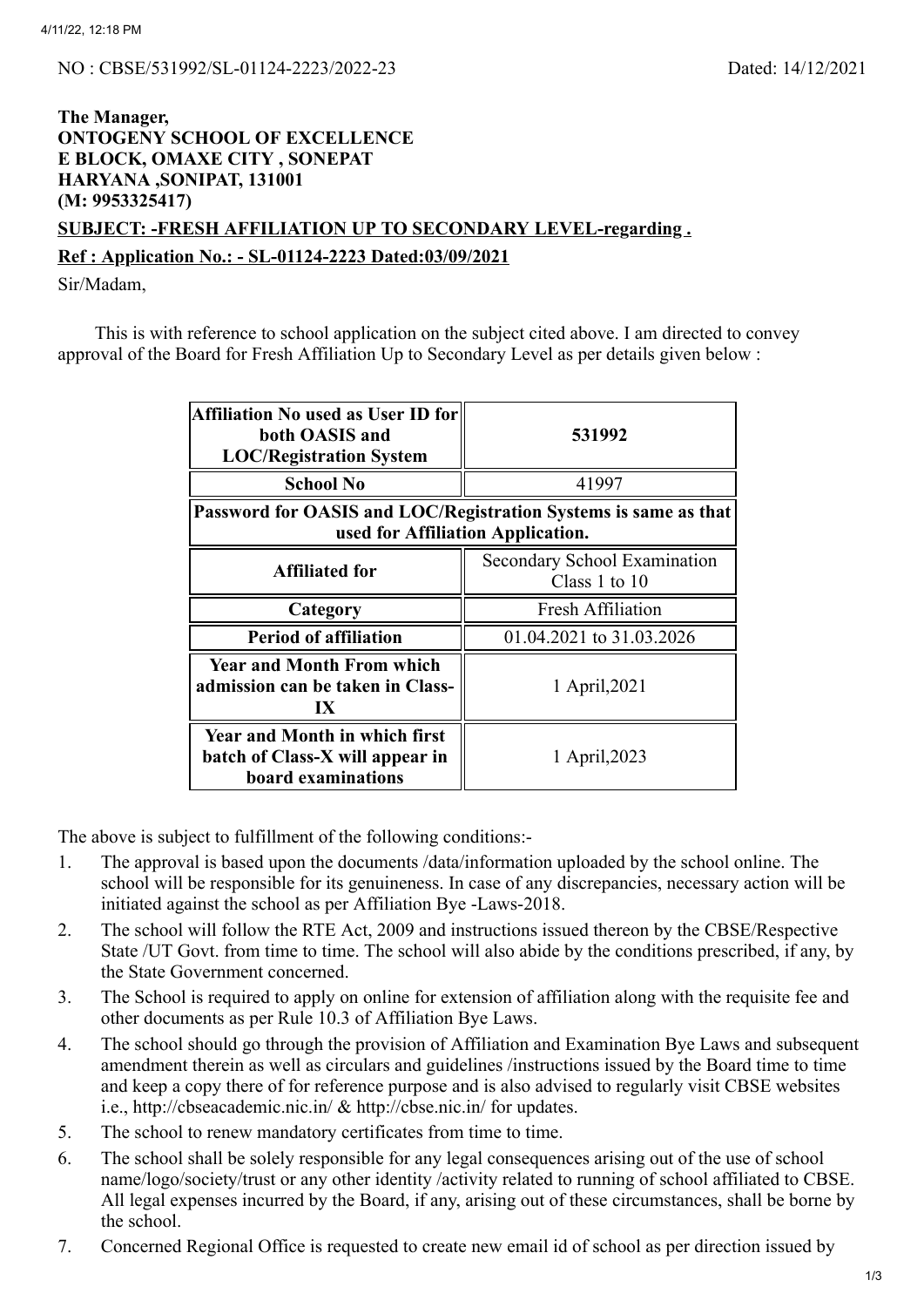NO : CBSE/531992/SL-01124-2223/2022-23 Dated: 14/12/2021

**The Manager,**
**ONTOGENY SCHOOL OF EXCELLENCE**
**E BLOCK, OMAXE CITY , SONEPAT**
**HARYANA ,SONIPAT, 131001**
**(M: 9953325417)**

**SUBJECT: -FRESH AFFILIATION UP TO SECONDARY LEVEL-regarding .**

**Ref : Application No.: - SL-01124-2223 Dated:03/09/2021**

Sir/Madam,

This is with reference to school application on the subject cited above. I am directed to convey approval of the Board for Fresh Affiliation Up to Secondary Level as per details given below :

| **Affiliation No used as User ID for both OASIS and LOC/Registration System** | **531992** |
|---|---|
| **School No** | 41997 |
| **Password for OASIS and LOC/Registration Systems is same as that used for Affiliation Application.** | |
| **Affiliated for** | Secondary School Examination Class 1 to 10 |
| **Category** | Fresh Affiliation |
| **Period of affiliation** | 01.04.2021 to 31.03.2026 |
| **Year and Month From which admission can be taken in Class-IX** | 1 April,2021 |
| **Year and Month in which first batch of Class-X will appear in board examinations** | 1 April,2023 |

The above is subject to fulfillment of the following conditions:-

1. The approval is based upon the documents /data/information uploaded by the school online. The school will be responsible for its genuineness. In case of any discrepancies, necessary action will be initiated against the school as per Affiliation Bye -Laws-2018.
2. The school will follow the RTE Act, 2009 and instructions issued thereon by the CBSE/Respective State /UT Govt. from time to time. The school will also abide by the conditions prescribed, if any, by the State Government concerned.
3. The School is required to apply on online for extension of affiliation along with the requisite fee and other documents as per Rule 10.3 of Affiliation Bye Laws.
4. The school should go through the provision of Affiliation and Examination Bye Laws and subsequent amendment therein as well as circulars and guidelines /instructions issued by the Board time to time and keep a copy there of for reference purpose and is also advised to regularly visit CBSE websites i.e., http://cbseacademic.nic.in/ & http://cbse.nic.in/ for updates.
5. The school to renew mandatory certificates from time to time.
6. The school shall be solely responsible for any legal consequences arising out of the use of school name/logo/society/trust or any other identity /activity related to running of school affiliated to CBSE. All legal expenses incurred by the Board, if any, arising out of these circumstances, shall be borne by the school.
7. Concerned Regional Office is requested to create new email id of school as per direction issued by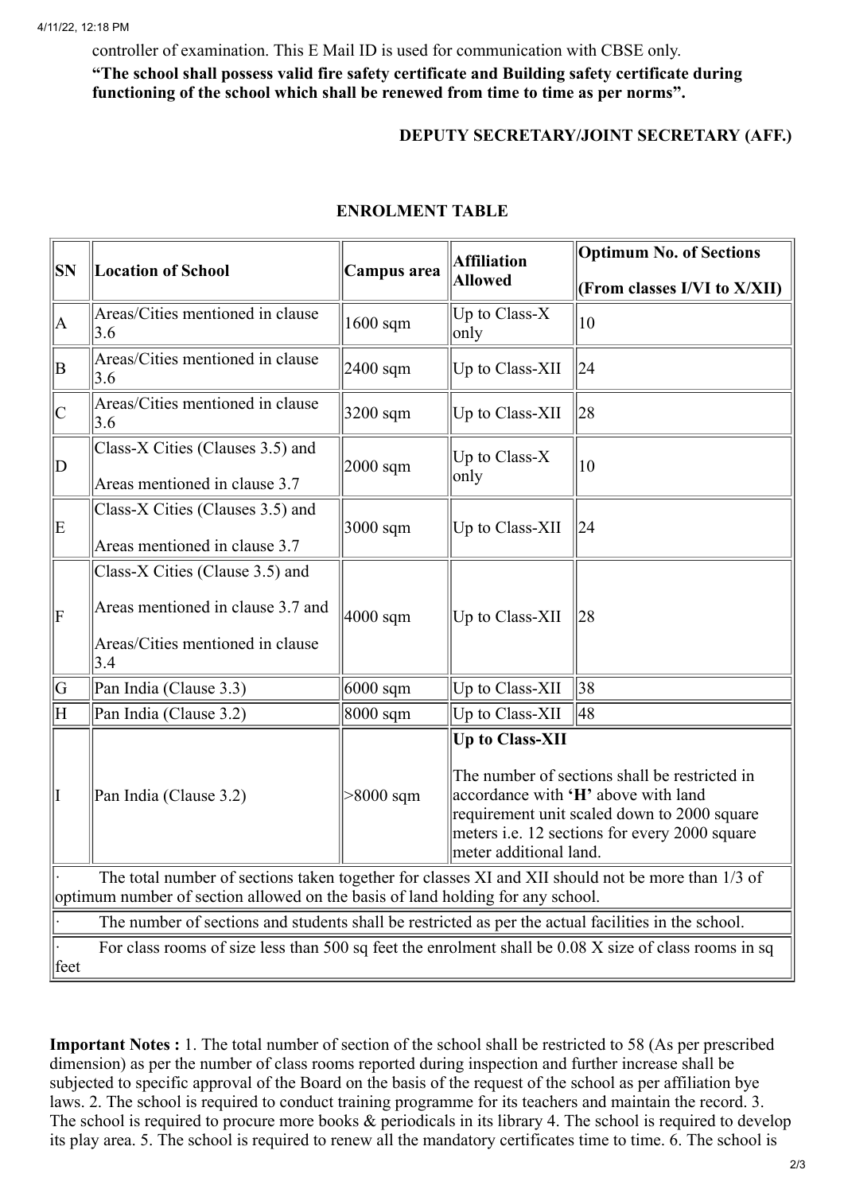controller of examination. This E Mail ID is used for communication with CBSE only.

**"The school shall possess valid fire safety certificate and Building safety certificate during functioning of the school which shall be renewed from time to time as per norms".**

**DEPUTY SECRETARY/JOINT SECRETARY (AFF.)**

## ENROLMENT TABLE

| SN | Location of School | Campus area | Affiliation Allowed | Optimum No. of Sections (From classes I/VI to X/XII) |
|---|---|---|---|---|
| A | Areas/Cities mentioned in clause 3.6 | 1600 sqm | Up to Class-X only | 10 |
| B | Areas/Cities mentioned in clause 3.6 | 2400 sqm | Up to Class-XII | 24 |
| C | Areas/Cities mentioned in clause 3.6 | 3200 sqm | Up to Class-XII | 28 |
| D | Class-X Cities (Clauses 3.5) and Areas mentioned in clause 3.7 | 2000 sqm | Up to Class-X only | 10 |
| E | Class-X Cities (Clauses 3.5) and Areas mentioned in clause 3.7 | 3000 sqm | Up to Class-XII | 24 |
| F | Class-X Cities (Clause 3.5) and Areas mentioned in clause 3.7 and Areas/Cities mentioned in clause 3.4 | 4000 sqm | Up to Class-XII | 28 |
| G | Pan India (Clause 3.3) | 6000 sqm | Up to Class-XII | 38 |
| H | Pan India (Clause 3.2) | 8000 sqm | Up to Class-XII | 48 |
| I | Pan India (Clause 3.2) | >8000 sqm | **Up to Class-XII** The number of sections shall be restricted in accordance with **'H'** above with land requirement unit scaled down to 2000 square meters i.e. 12 sections for every 2000 square meter additional land. | |
| · The total number of sections taken together for classes XI and XII should not be more than 1/3 of optimum number of section allowed on the basis of land holding for any school. | | | | |
| · The number of sections and students shall be restricted as per the actual facilities in the school. | | | | |
| · For class rooms of size less than 500 sq feet the enrolment shall be 0.08 X size of class rooms in sq feet | | | | |

**Important Notes :** 1. The total number of section of the school shall be restricted to 58 (As per prescribed dimension) as per the number of class rooms reported during inspection and further increase shall be subjected to specific approval of the Board on the basis of the request of the school as per affiliation bye laws. 2. The school is required to conduct training programme for its teachers and maintain the record. 3. The school is required to procure more books & periodicals in its library 4. The school is required to develop its play area. 5. The school is required to renew all the mandatory certificates time to time. 6. The school is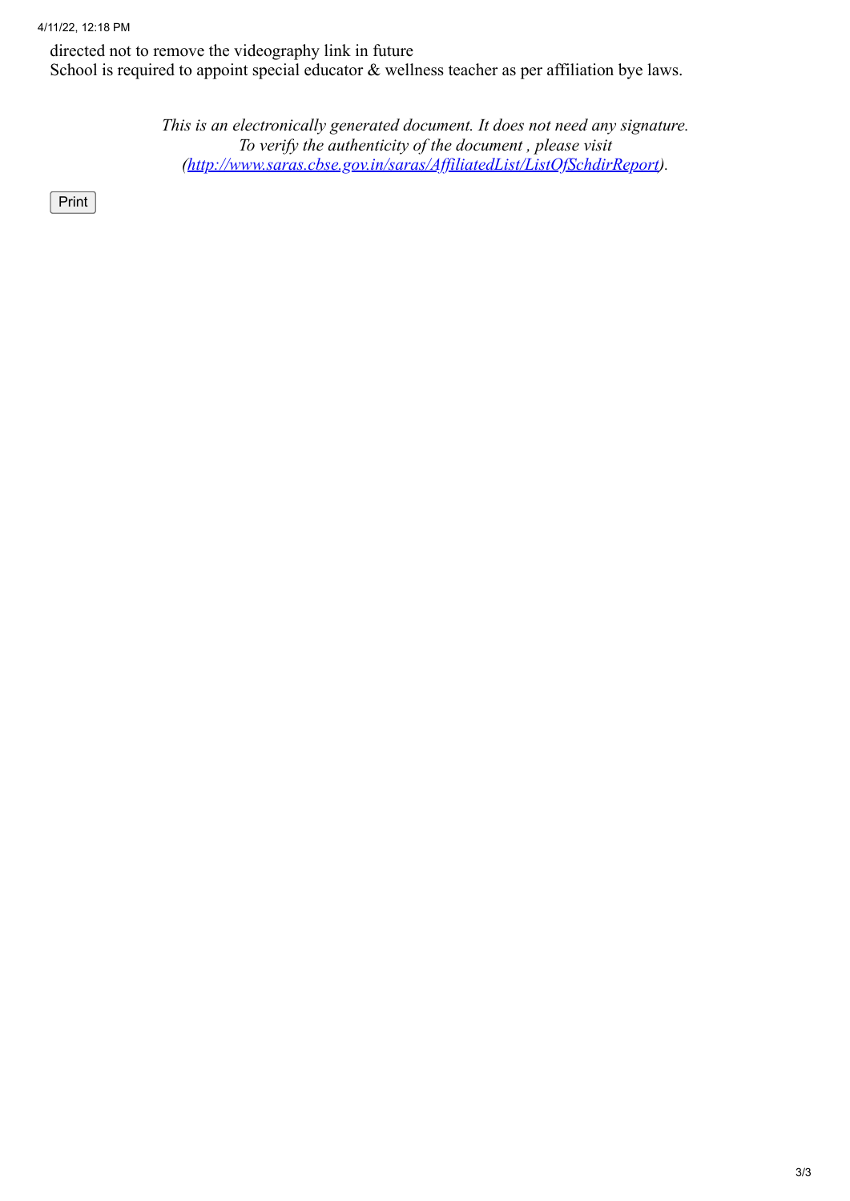directed not to remove the videography link in future
School is required to appoint special educator & wellness teacher as per affiliation bye laws.

*This is an electronically generated document. It does not need any signature.*
*To verify the authenticity of the document , please visit*
*([http://www.saras.cbse.gov.in/saras/AffiliatedList/ListOfSchdirReport](http://www.saras.cbse.gov.in/saras/AffiliatedList/ListOfSchdirReport)).*

Print